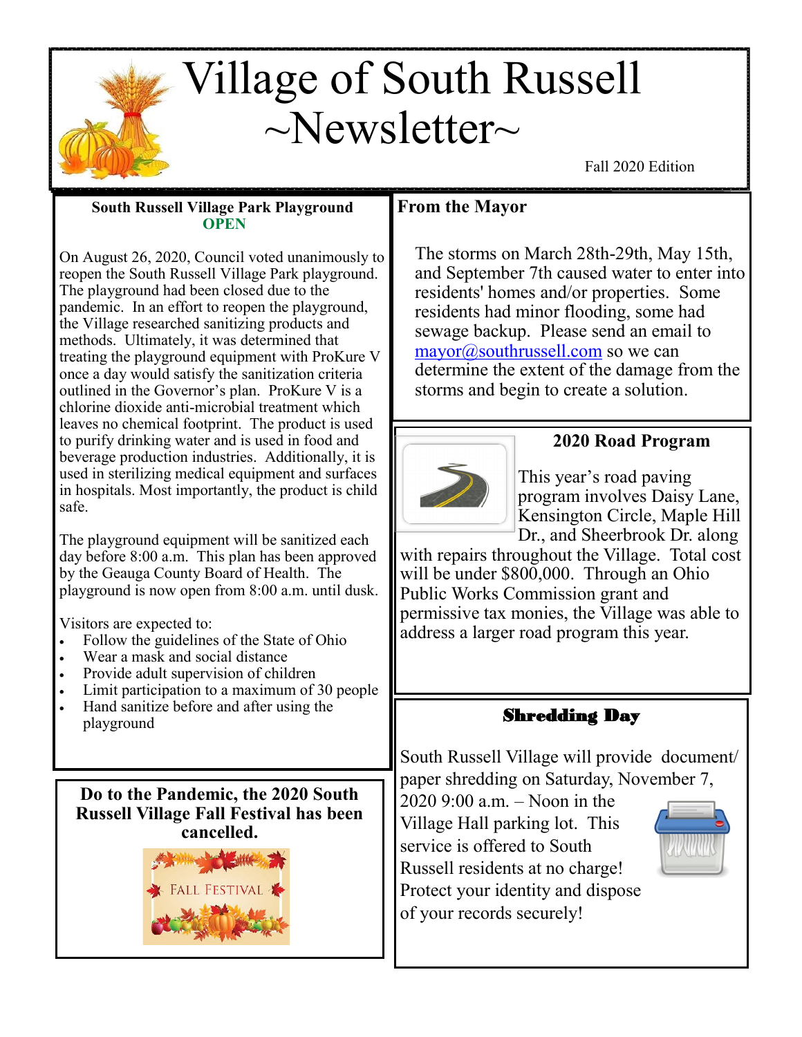# Village of South Russell ~Newsletter~

Fall 2020 Edition

## South Russell Village Park Playground OPEN

On August 26, 2020, Council voted unanimously to reopen the South Russell Village Park playground. The playground had been closed due to the pandemic. In an effort to reopen the playground, the Village researched sanitizing products and methods. Ultimately, it was determined that treating the playground equipment with ProKure V once a day would satisfy the sanitization criteria outlined in the Governor's plan. ProKure V is a chlorine dioxide anti-microbial treatment which leaves no chemical footprint. The product is used to purify drinking water and is used in food and beverage production industries. Additionally, it is used in sterilizing medical equipment and surfaces in hospitals. Most importantly, the product is child safe.

The playground equipment will be sanitized each day before 8:00 a.m. This plan has been approved by the Geauga County Board of Health. The playground is now open from 8:00 a.m. until dusk.

Visitors are expected to:

- Follow the guidelines of the State of Ohio
- Wear a mask and social distance
- Provide adult supervision of children
- Limit participation to a maximum of 30 people
- Hand sanitize before and after using the playground

**Do to the Pandemic, the 2020 South Russell Village Fall Festival has been cancelled.**

FALL FESTIVAL

## From the Mayor

The storms on March 28th-29th, May 15th, and September 7th caused water to enter into residents' homes and/or properties. Some residents had minor flooding, some had sewage backup. Please send an email to mayor@southrussell.com so we can determine the extent of the damage from the storms and begin to create a solution.

## 2020 Road Program

This year's road paving program involves Daisy Lane, Kensington Circle, Maple Hill Dr., and Sheerbrook Dr. along with repairs throughout the Village. Total cost will be under $800,000. Through an Ohio Public Works Commission grant and permissive tax monies, the Village was able to address a larger road program this year.

## Shredding Day

South Russell Village will provide document/ paper shredding on Saturday, November 7, 2020 9:00 a.m. – Noon in the Village Hall parking lot. This service is offered to South Russell residents at no charge! Protect your identity and dispose of your records securely!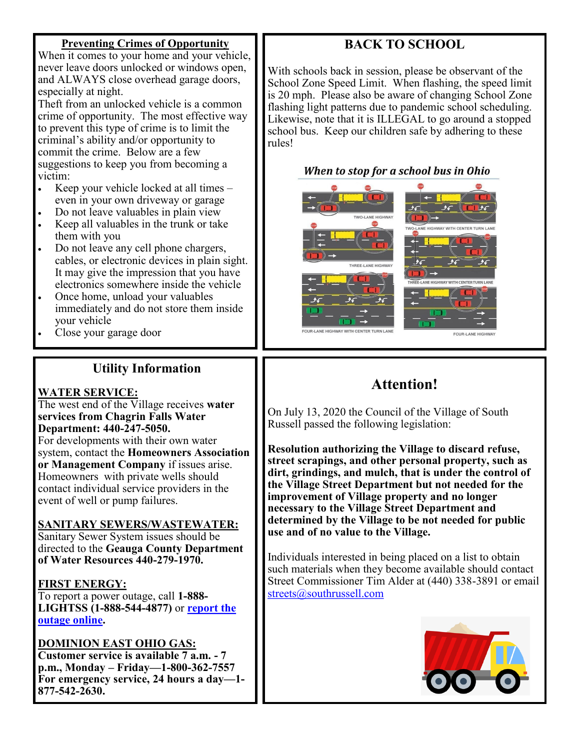## Preventing Crimes of Opportunity

When it comes to your home and your vehicle, never leave doors unlocked or windows open, and ALWAYS close overhead garage doors, especially at night.

Theft from an unlocked vehicle is a common crime of opportunity. The most effective way to prevent this type of crime is to limit the criminal's ability and/or opportunity to commit the crime. Below are a few suggestions to keep you from becoming a victim:

- Keep your vehicle locked at all times – even in your own driveway or garage
- Do not leave valuables in plain view
- Keep all valuables in the trunk or take them with you
- Do not leave any cell phone chargers, cables, or electronic devices in plain sight. It may give the impression that you have electronics somewhere inside the vehicle
- Once home, unload your valuables immediately and do not store them inside your vehicle
- Close your garage door

## BACK TO SCHOOL

With schools back in session, please be observant of the School Zone Speed Limit. When flashing, the speed limit is 20 mph. Please also be aware of changing School Zone flashing light patterns due to pandemic school scheduling. Likewise, note that it is ILLEGAL to go around a stopped school bus. Keep our children safe by adhering to these rules!

***When to stop for a school bus in Ohio***

TWO-LANE HIGHWAY

TWO-LANE HIGHWAY WITH CENTER TURN LANE

THREE-LANE HIGHWAY

THREE-LANE HIGHWAY WITH CENTER TURN LANE

FOUR-LANE HIGHWAY WITH CENTER TURN LANE

FOUR-LANE HIGHWAY

## Utility Information

**WATER SERVICE:**

The west end of the Village receives **water services from Chagrin Falls Water Department: 440-247-5050.**

For developments with their own water system, contact the **Homeowners Association or Management Company** if issues arise. Homeowners with private wells should contact individual service providers in the event of well or pump failures.

**SANITARY SEWERS/WASTEWATER:**

Sanitary Sewer System issues should be directed to the **Geauga County Department of Water Resources 440-279-1970.**

**FIRST ENERGY:**

To report a power outage, call **1-888-LIGHTSS (1-888-544-4877)** or **report the outage online.**

**DOMINION EAST OHIO GAS:**

**Customer service is available 7 a.m. - 7 p.m., Monday – Friday—1-800-362-7557**

**For emergency service, 24 hours a day—1-877-542-2630.**

## Attention!

On July 13, 2020 the Council of the Village of South Russell passed the following legislation:

**Resolution authorizing the Village to discard refuse, street scrapings, and other personal property, such as dirt, grindings, and mulch, that is under the control of the Village Street Department but not needed for the improvement of Village property and no longer necessary to the Village Street Department and determined by the Village to be not needed for public use and of no value to the Village.**

Individuals interested in being placed on a list to obtain such materials when they become available should contact Street Commissioner Tim Alder at (440) 338-3891 or email streets@southrussell.com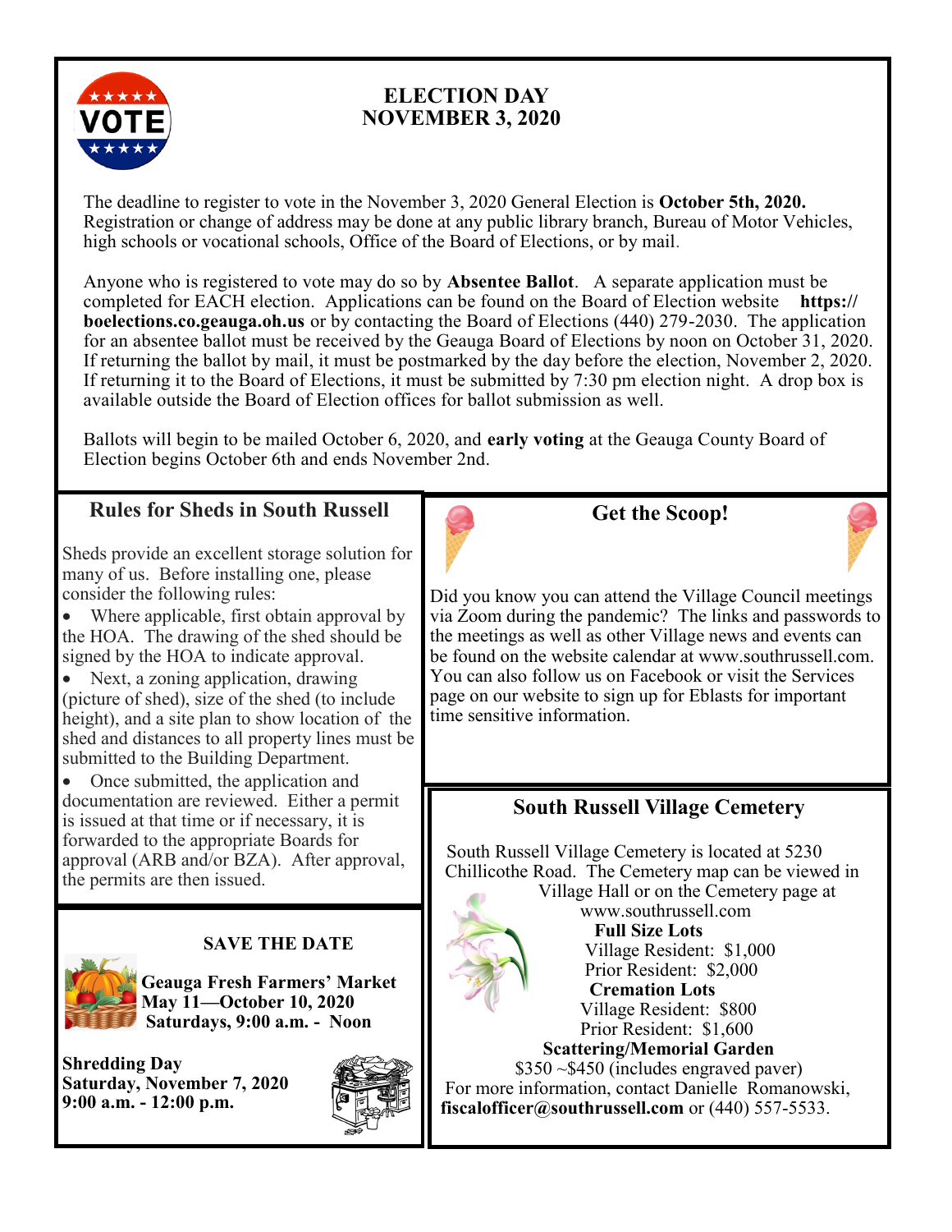## ELECTION DAY
## NOVEMBER 3, 2020

The deadline to register to vote in the November 3, 2020 General Election is **October 5th, 2020.** Registration or change of address may be done at any public library branch, Bureau of Motor Vehicles, high schools or vocational schools, Office of the Board of Elections, or by mail.

Anyone who is registered to vote may do so by **Absentee Ballot**. A separate application must be completed for EACH election. Applications can be found on the Board of Election website **https://boelections.co.geauga.oh.us** or by contacting the Board of Elections (440) 279-2030. The application for an absentee ballot must be received by the Geauga Board of Elections by noon on October 31, 2020. If returning the ballot by mail, it must be postmarked by the day before the election, November 2, 2020. If returning it to the Board of Elections, it must be submitted by 7:30 pm election night. A drop box is available outside the Board of Election offices for ballot submission as well.

Ballots will begin to be mailed October 6, 2020, and **early voting** at the Geauga County Board of Election begins October 6th and ends November 2nd.

## Rules for Sheds in South Russell

Sheds provide an excellent storage solution for many of us. Before installing one, please consider the following rules:

- Where applicable, first obtain approval by the HOA. The drawing of the shed should be signed by the HOA to indicate approval.
- Next, a zoning application, drawing (picture of shed), size of the shed (to include height), and a site plan to show location of the shed and distances to all property lines must be submitted to the Building Department.
- Once submitted, the application and documentation are reviewed. Either a permit is issued at that time or if necessary, it is forwarded to the appropriate Boards for approval (ARB and/or BZA). After approval, the permits are then issued.

## SAVE THE DATE

**Geauga Fresh Farmers' Market**
**May 11—October 10, 2020**
**Saturdays, 9:00 a.m. - Noon**

**Shredding Day**
**Saturday, November 7, 2020**
**9:00 a.m. - 12:00 p.m.**

## Get the Scoop!

Did you know you can attend the Village Council meetings via Zoom during the pandemic? The links and passwords to the meetings as well as other Village news and events can be found on the website calendar at www.southrussell.com. You can also follow us on Facebook or visit the Services page on our website to sign up for Eblasts for important time sensitive information.

## South Russell Village Cemetery

South Russell Village Cemetery is located at 5230 Chillicothe Road. The Cemetery map can be viewed in Village Hall or on the Cemetery page at www.southrussell.com

**Full Size Lots**
Village Resident: $1,000
Prior Resident: $2,000

**Cremation Lots**
Village Resident: $800
Prior Resident: $1,600

**Scattering/Memorial Garden**
$350 ~$450 (includes engraved paver)

For more information, contact Danielle Romanowski, **fiscalofficer@southrussell.com** or (440) 557-5533.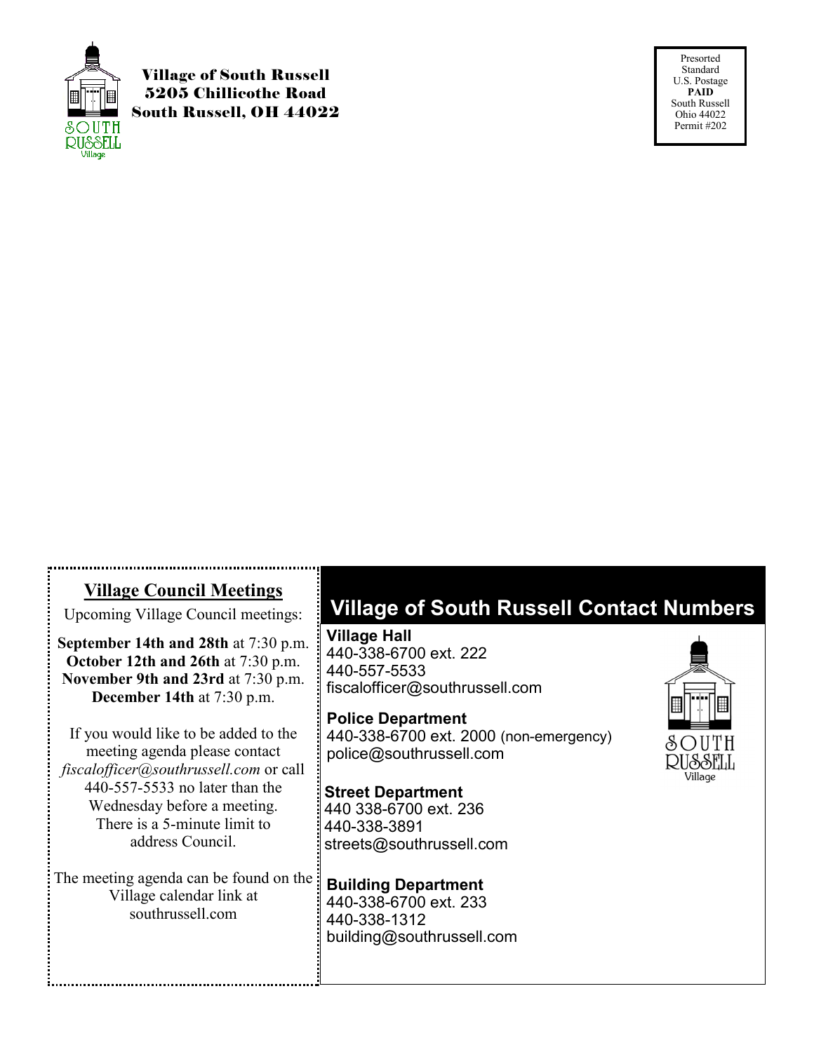Village of South Russell
5205 Chillicothe Road
South Russell, OH 44022

Presorted
Standard
U.S. Postage
**PAID**
South Russell
Ohio 44022
Permit #202

## Village Council Meetings

Upcoming Village Council meetings:

**September 14th and 28th** at 7:30 p.m.
**October 12th and 26th** at 7:30 p.m.
**November 9th and 23rd** at 7:30 p.m.
**December 14th** at 7:30 p.m.

If you would like to be added to the meeting agenda please contact *fiscalofficer@southrussell.com* or call 440-557-5533 no later than the Wednesday before a meeting. There is a 5-minute limit to address Council.

The meeting agenda can be found on the Village calendar link at southrussell.com

## Village of South Russell Contact Numbers

**Village Hall**
440-338-6700 ext. 222
440-557-5533
fiscalofficer@southrussell.com

**Police Department**
440-338-6700 ext. 2000 (non-emergency)
police@southrussell.com

**Street Department**
440 338-6700 ext. 236
440-338-3891
streets@southrussell.com

**Building Department**
440-338-6700 ext. 233
440-338-1312
building@southrussell.com